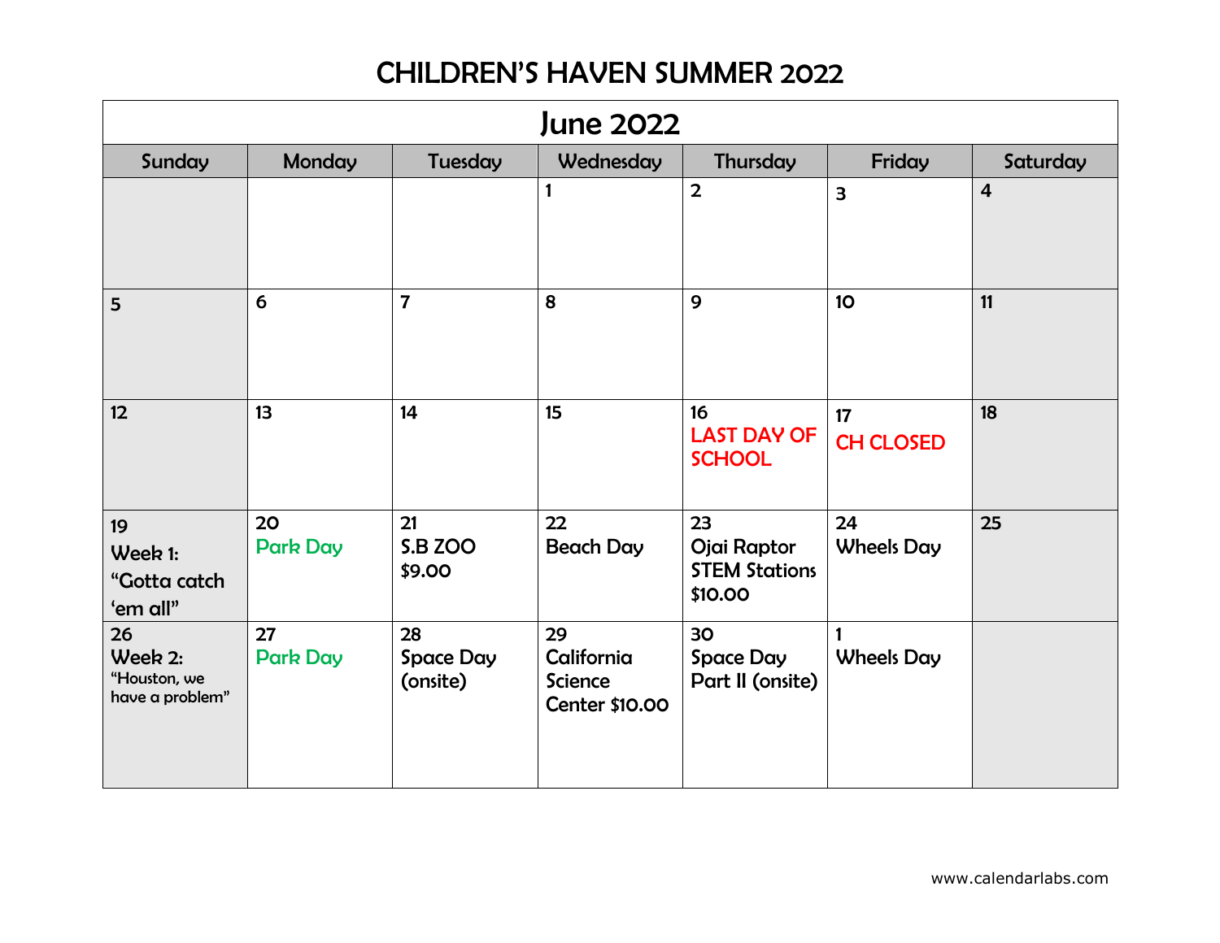# CHILDREN'S HAVEN SUMMER 2022

## June 2022

| Sunday | Monday | Tuesday | Wednesday | Thursday | Friday | Saturday |
|---|---|---|---|---|---|---|
| | | | 1 | 2 | 3 | 4 |
| 5 | 6 | 7 | 8 | 9 | 10 | 11 |
| 12 | 13 | 14 | 15 | 16 LAST DAY OF SCHOOL | 17 CH CLOSED | 18 |
| 19 Week 1: "Gotta catch 'em all" | 20 Park Day | 21 S.B ZOO $9.00 | 22 Beach Day | 23 Ojai Raptor STEM Stations $10.00 | 24 Wheels Day | 25 |
| 26 Week 2: "Houston, we have a problem" | 27 Park Day | 28 Space Day (onsite) | 29 California Science Center $10.00 | 30 Space Day Part II (onsite) | 1 Wheels Day | |

www.calendarlabs.com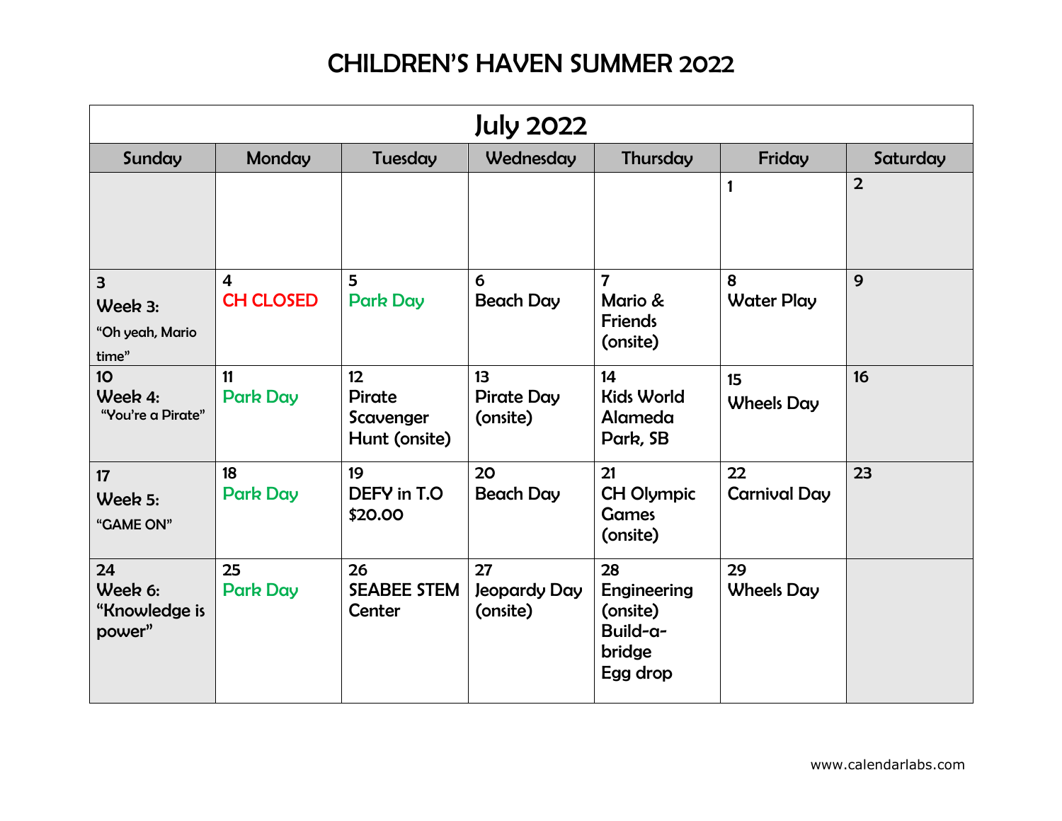# CHILDREN'S HAVEN SUMMER 2022

## July 2022

| Sunday | Monday | Tuesday | Wednesday | Thursday | Friday | Saturday |
|---|---|---|---|---|---|---|
| | | | | | 1 | 2 |
| 3 Week 3: "Oh yeah, Mario time" | 4 CH CLOSED | 5 Park Day | 6 Beach Day | 7 Mario & Friends (onsite) | 8 Water Play | 9 |
| 10 Week 4: "You're a Pirate" | 11 Park Day | 12 Pirate Scavenger Hunt (onsite) | 13 Pirate Day (onsite) | 14 Kids World Alameda Park, SB | 15 Wheels Day | 16 |
| 17 Week 5: "GAME ON" | 18 Park Day | 19 DEFY in T.O $20.00 | 20 Beach Day | 21 CH Olympic Games (onsite) | 22 Carnival Day | 23 |
| 24 Week 6: "Knowledge is power" | 25 Park Day | 26 SEABEE STEM Center | 27 Jeopardy Day (onsite) | 28 Engineering (onsite) Build-a-bridge Egg drop | 29 Wheels Day | |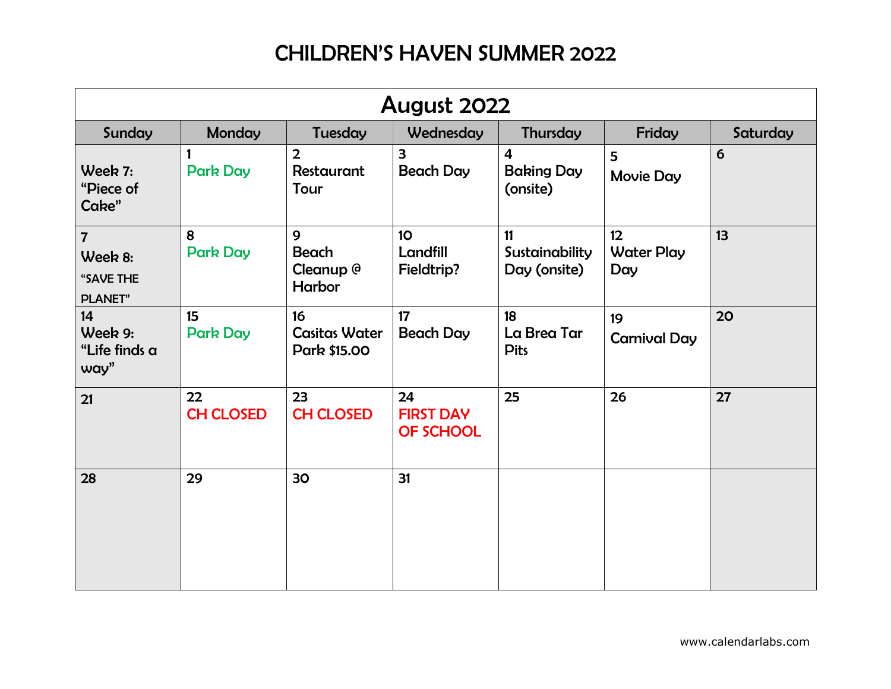# CHILDREN'S HAVEN SUMMER 2022

| August 2022 | | | | | | |
|---|---|---|---|---|---|---|
| **Sunday** | **Monday** | **Tuesday** | **Wednesday** | **Thursday** | **Friday** | **Saturday** |
| Week 7: "Piece of Cake" | 1 Park Day | 2 Restaurant Tour | 3 Beach Day | 4 Baking Day (onsite) | 5 Movie Day | 6 |
| 7 Week 8: "SAVE THE PLANET" | 8 Park Day | 9 Beach Cleanup @ Harbor | 10 Landfill Fieldtrip? | 11 Sustainability Day (onsite) | 12 Water Play Day | 13 |
| 14 Week 9: "Life finds a way" | 15 Park Day | 16 Casitas Water Park $15.00 | 17 Beach Day | 18 La Brea Tar Pits | 19 Carnival Day | 20 |
| 21 | 22 CH CLOSED | 23 CH CLOSED | 24 FIRST DAY OF SCHOOL | 25 | 26 | 27 |
| 28 | 29 | 30 | 31 | | | |

www.calendarlabs.com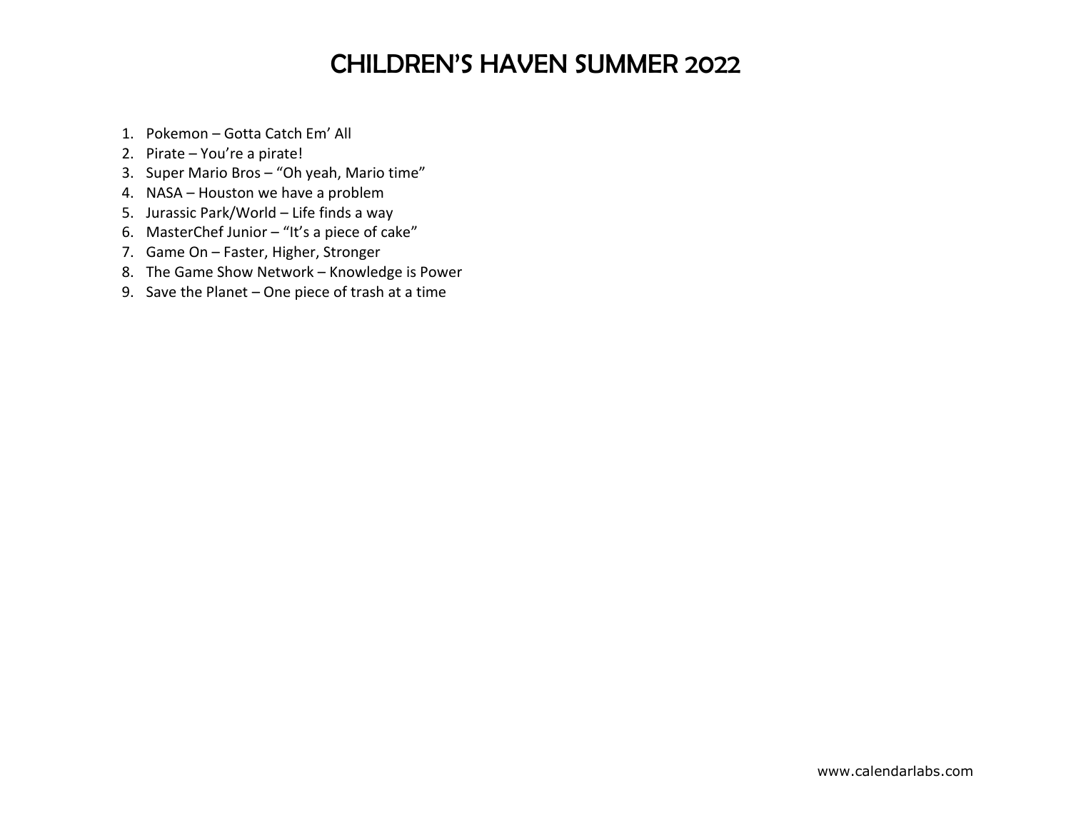# CHILDREN'S HAVEN SUMMER 2022

1. Pokemon – Gotta Catch Em' All
2. Pirate – You're a pirate!
3. Super Mario Bros – "Oh yeah, Mario time"
4. NASA – Houston we have a problem
5. Jurassic Park/World – Life finds a way
6. MasterChef Junior – "It's a piece of cake"
7. Game On – Faster, Higher, Stronger
8. The Game Show Network – Knowledge is Power
9. Save the Planet – One piece of trash at a time

www.calendarlabs.com